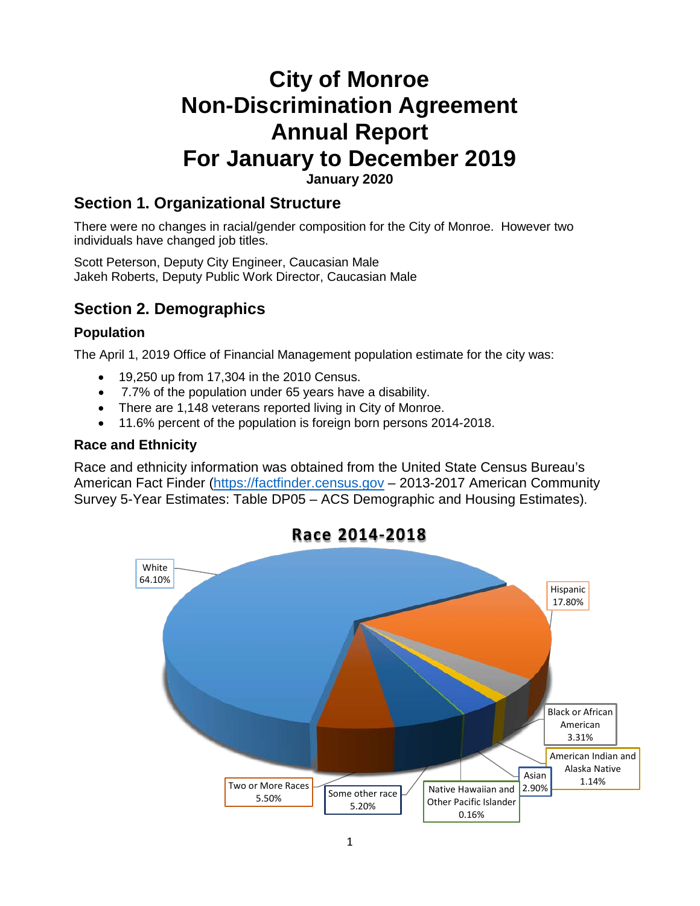# City of Monroe Non-Discrimination Agreement Annual Report For January to December 2019

**January 2020**

## Section 1. Organizational Structure

There were no changes in racial/gender composition for the City of Monroe. However two individuals have changed job titles.

Scott Peterson, Deputy City Engineer, Caucasian Male
Jakeh Roberts, Deputy Public Work Director, Caucasian Male

## Section 2. Demographics

### Population

The April 1, 2019 Office of Financial Management population estimate for the city was:

- 19,250 up from 17,304 in the 2010 Census.
- 7.7% of the population under 65 years have a disability.
- There are 1,148 veterans reported living in City of Monroe.
- 11.6% percent of the population is foreign born persons 2014-2018.

### Race and Ethnicity

Race and ethnicity information was obtained from the United State Census Bureau's American Fact Finder (https://factfinder.census.gov – 2013-2017 American Community Survey 5-Year Estimates: Table DP05 – ACS Demographic and Housing Estimates).

**Race 2014-2018**

| Race | Percent |
|---|---|
| White | 64.10% |
| Hispanic | 17.80% |
| Black or African American | 3.31% |
| American Indian and Alaska Native | 1.14% |
| Asian | 2.90% |
| Native Hawaiian and Other Pacific Islander | 0.16% |
| Some other race | 5.20% |
| Two or More Races | 5.50% |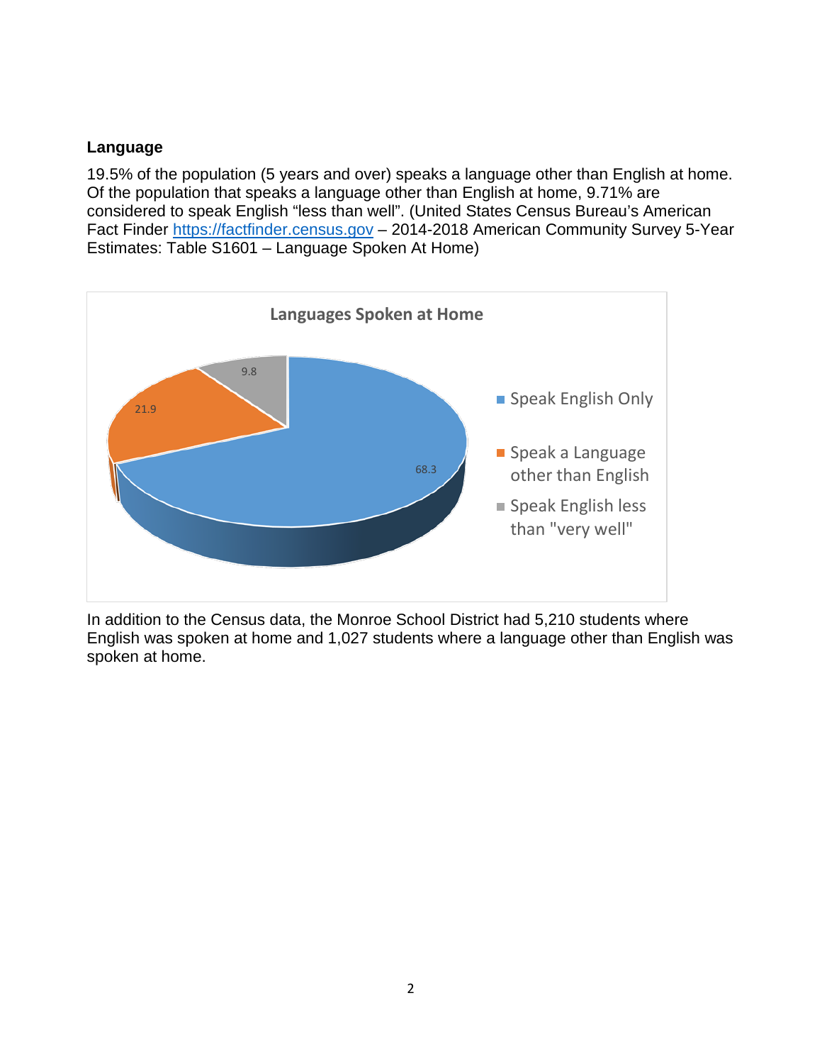**Language**

19.5% of the population (5 years and over) speaks a language other than English at home. Of the population that speaks a language other than English at home, 9.71% are considered to speak English “less than well”. (United States Census Bureau’s American Fact Finder https://factfinder.census.gov – 2014-2018 American Community Survey 5-Year Estimates: Table S1601 – Language Spoken At Home)

In addition to the Census data, the Monroe School District had 5,210 students where English was spoken at home and 1,027 students where a language other than English was spoken at home.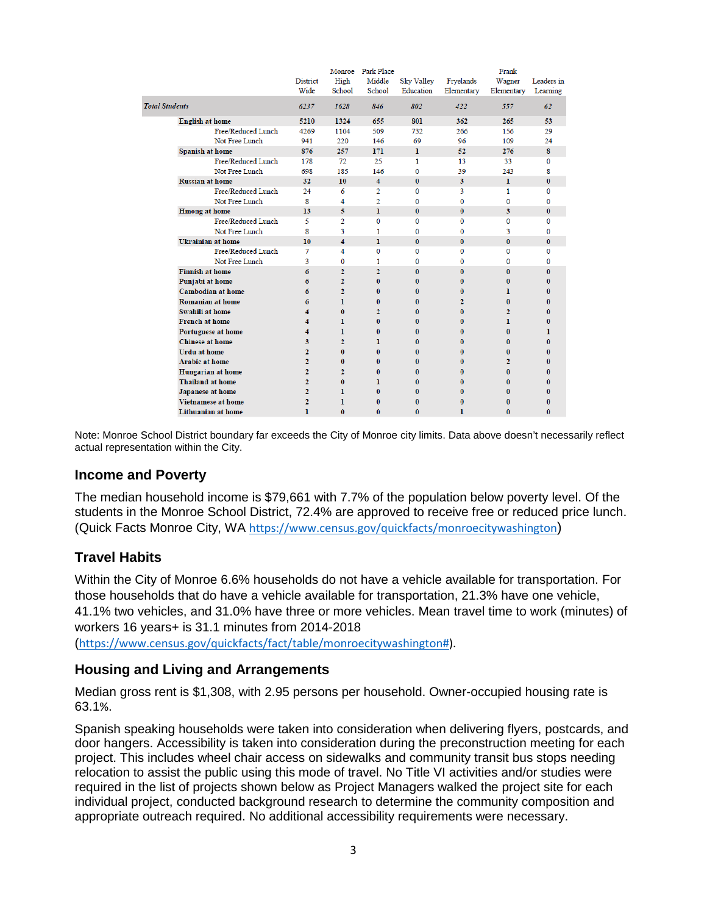| | District Wide | Monroe High School | Park Place Middle School | Sky Valley Education | Fryelands Elementary | Frank Wagner Elementary | Leaders in Learning |
|---|---|---|---|---|---|---|---|
| *Total Students* | *6237* | *1628* | *846* | *802* | *422* | *557* | *62* |
| **English at home** | **5210** | **1324** | **655** | **801** | **362** | **265** | **53** |
| Free/Reduced Lunch | 4269 | 1104 | 509 | 732 | 266 | 156 | 29 |
| Not Free Lunch | 941 | 220 | 146 | 69 | 96 | 109 | 24 |
| **Spanish at home** | **876** | **257** | **171** | **1** | **52** | **276** | **8** |
| Free/Reduced Lunch | 178 | 72 | 25 | 1 | 13 | 33 | 0 |
| Not Free Lunch | 698 | 185 | 146 | 0 | 39 | 243 | 8 |
| **Russian at home** | **32** | **10** | **4** | **0** | **3** | **1** | **0** |
| Free/Reduced Lunch | 24 | 6 | 2 | 0 | 3 | 1 | 0 |
| Not Free Lunch | 8 | 4 | 2 | 0 | 0 | 0 | 0 |
| **Hmong at home** | **13** | **5** | **1** | **0** | **0** | **3** | **0** |
| Free/Reduced Lunch | 5 | 2 | 0 | 0 | 0 | 0 | 0 |
| Not Free Lunch | 8 | 3 | 1 | 0 | 0 | 3 | 0 |
| **Ukrainian at home** | **10** | **4** | **1** | **0** | **0** | **0** | **0** |
| Free/Reduced Lunch | 7 | 4 | 0 | 0 | 0 | 0 | 0 |
| Not Free Lunch | 3 | 0 | 1 | 0 | 0 | 0 | 0 |
| **Finnish at home** | **6** | **2** | **2** | **0** | **0** | **0** | **0** |
| **Punjabi at home** | **6** | **2** | **0** | **0** | **0** | **0** | **0** |
| **Cambodian at home** | **6** | **2** | **0** | **0** | **0** | **1** | **0** |
| **Romanian at home** | **6** | **1** | **0** | **0** | **2** | **0** | **0** |
| **Swahili at home** | **4** | **0** | **2** | **0** | **0** | **2** | **0** |
| **French at home** | **4** | **1** | **0** | **0** | **0** | **1** | **0** |
| **Portuguese at home** | **4** | **1** | **0** | **0** | **0** | **0** | **1** |
| **Chinese at home** | **3** | **2** | **1** | **0** | **0** | **0** | **0** |
| **Urdu at home** | **2** | **0** | **0** | **0** | **0** | **0** | **0** |
| **Arabic at home** | **2** | **0** | **0** | **0** | **0** | **2** | **0** |
| **Hungarian at home** | **2** | **2** | **0** | **0** | **0** | **0** | **0** |
| **Thailand at home** | **2** | **0** | **1** | **0** | **0** | **0** | **0** |
| **Japanese at home** | **2** | **1** | **0** | **0** | **0** | **0** | **0** |
| **Vietnamese at home** | **2** | **1** | **0** | **0** | **0** | **0** | **0** |
| **Lithuanian at home** | **1** | **0** | **0** | **0** | **1** | **0** | **0** |

Note: Monroe School District boundary far exceeds the City of Monroe city limits. Data above doesn't necessarily reflect actual representation within the City.

## Income and Poverty

The median household income is $79,661 with 7.7% of the population below poverty level. Of the students in the Monroe School District, 72.4% are approved to receive free or reduced price lunch. (Quick Facts Monroe City, WA https://www.census.gov/quickfacts/monroecitywashington)

## Travel Habits

Within the City of Monroe 6.6% households do not have a vehicle available for transportation. For those households that do have a vehicle available for transportation, 21.3% have one vehicle, 41.1% two vehicles, and 31.0% have three or more vehicles. Mean travel time to work (minutes) of workers 16 years+ is 31.1 minutes from 2014-2018 (https://www.census.gov/quickfacts/fact/table/monroecitywashington#).

## Housing and Living and Arrangements

Median gross rent is $1,308, with 2.95 persons per household. Owner-occupied housing rate is 63.1%.

Spanish speaking households were taken into consideration when delivering flyers, postcards, and door hangers. Accessibility is taken into consideration during the preconstruction meeting for each project. This includes wheel chair access on sidewalks and community transit bus stops needing relocation to assist the public using this mode of travel. No Title VI activities and/or studies were required in the list of projects shown below as Project Managers walked the project site for each individual project, conducted background research to determine the community composition and appropriate outreach required. No additional accessibility requirements were necessary.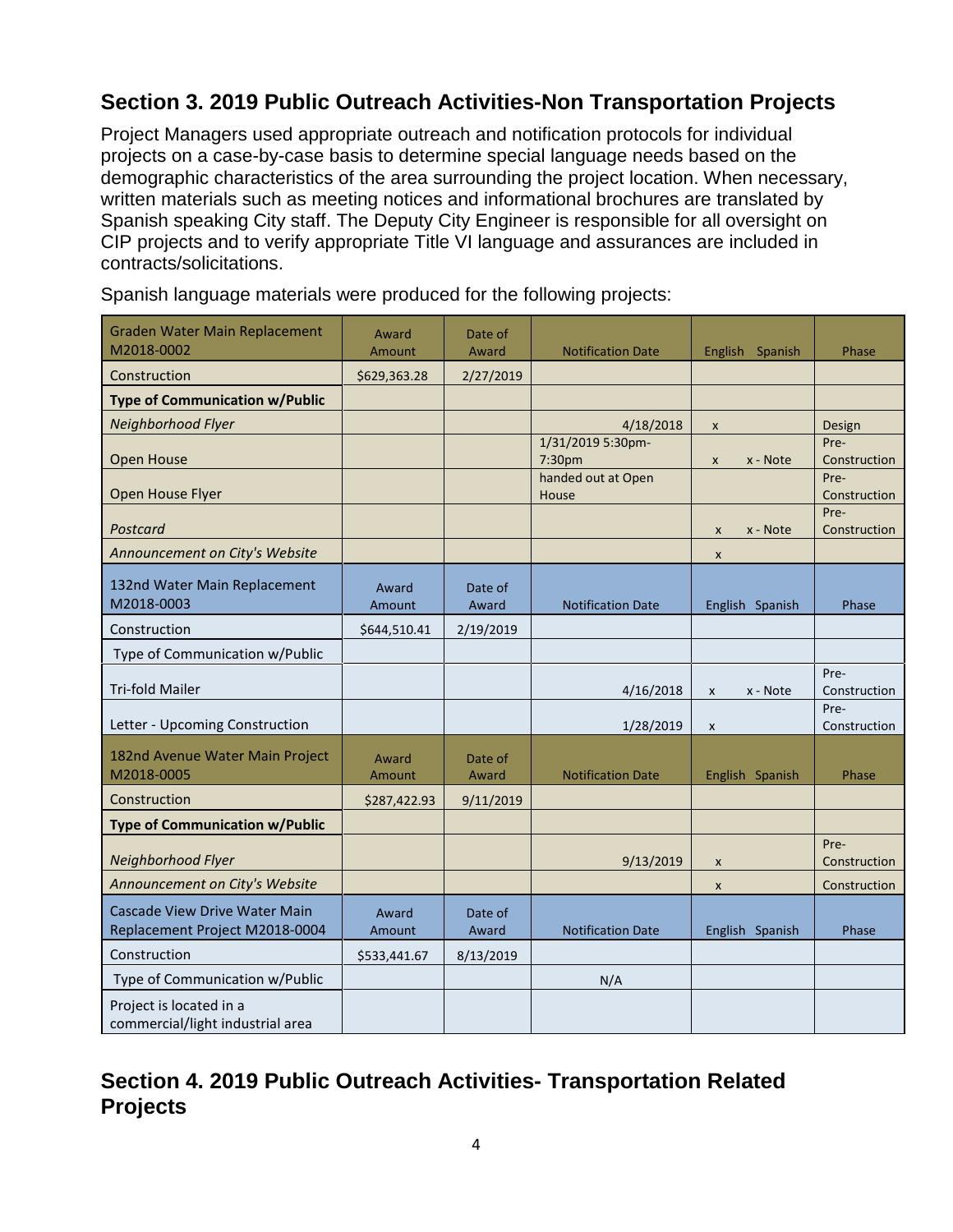## Section 3. 2019 Public Outreach Activities-Non Transportation Projects

Project Managers used appropriate outreach and notification protocols for individual projects on a case-by-case basis to determine special language needs based on the demographic characteristics of the area surrounding the project location. When necessary, written materials such as meeting notices and informational brochures are translated by Spanish speaking City staff. The Deputy City Engineer is responsible for all oversight on CIP projects and to verify appropriate Title VI language and assurances are included in contracts/solicitations.

Spanish language materials were produced for the following projects:

| Graden Water Main Replacement M2018-0002 | Award Amount | Date of Award | Notification Date | English Spanish | Phase |
|---|---|---|---|---|---|
| Construction | $629,363.28 | 2/27/2019 | | | |
| **Type of Communication w/Public** | | | | | |
| *Neighborhood Flyer* | | | 4/18/2018 | x | Design |
| Open House | | | 1/31/2019 5:30pm-7:30pm | x x - Note | Pre-Construction |
| Open House Flyer | | | handed out at Open House | | Pre-Construction |
| *Postcard* | | | | x x - Note | Pre-Construction |
| *Announcement on City's Website* | | | | x | |
| **132nd Water Main Replacement M2018-0003** | **Award Amount** | **Date of Award** | **Notification Date** | **English Spanish** | **Phase** |
| Construction | $644,510.41 | 2/19/2019 | | | |
| Type of Communication w/Public | | | | | |
| Tri-fold Mailer | | | 4/16/2018 | x x - Note | Pre-Construction |
| Letter - Upcoming Construction | | | 1/28/2019 | x | Pre-Construction |
| **182nd Avenue Water Main Project M2018-0005** | **Award Amount** | **Date of Award** | **Notification Date** | **English Spanish** | **Phase** |
| Construction | $287,422.93 | 9/11/2019 | | | |
| **Type of Communication w/Public** | | | | | |
| *Neighborhood Flyer* | | | 9/13/2019 | x | Pre-Construction |
| *Announcement on City's Website* | | | | x | Construction |
| **Cascade View Drive Water Main Replacement Project M2018-0004** | **Award Amount** | **Date of Award** | **Notification Date** | **English Spanish** | **Phase** |
| Construction | $533,441.67 | 8/13/2019 | | | |
| Type of Communication w/Public | | | N/A | | |
| Project is located in a commercial/light industrial area | | | | | |

## Section 4. 2019 Public Outreach Activities- Transportation Related Projects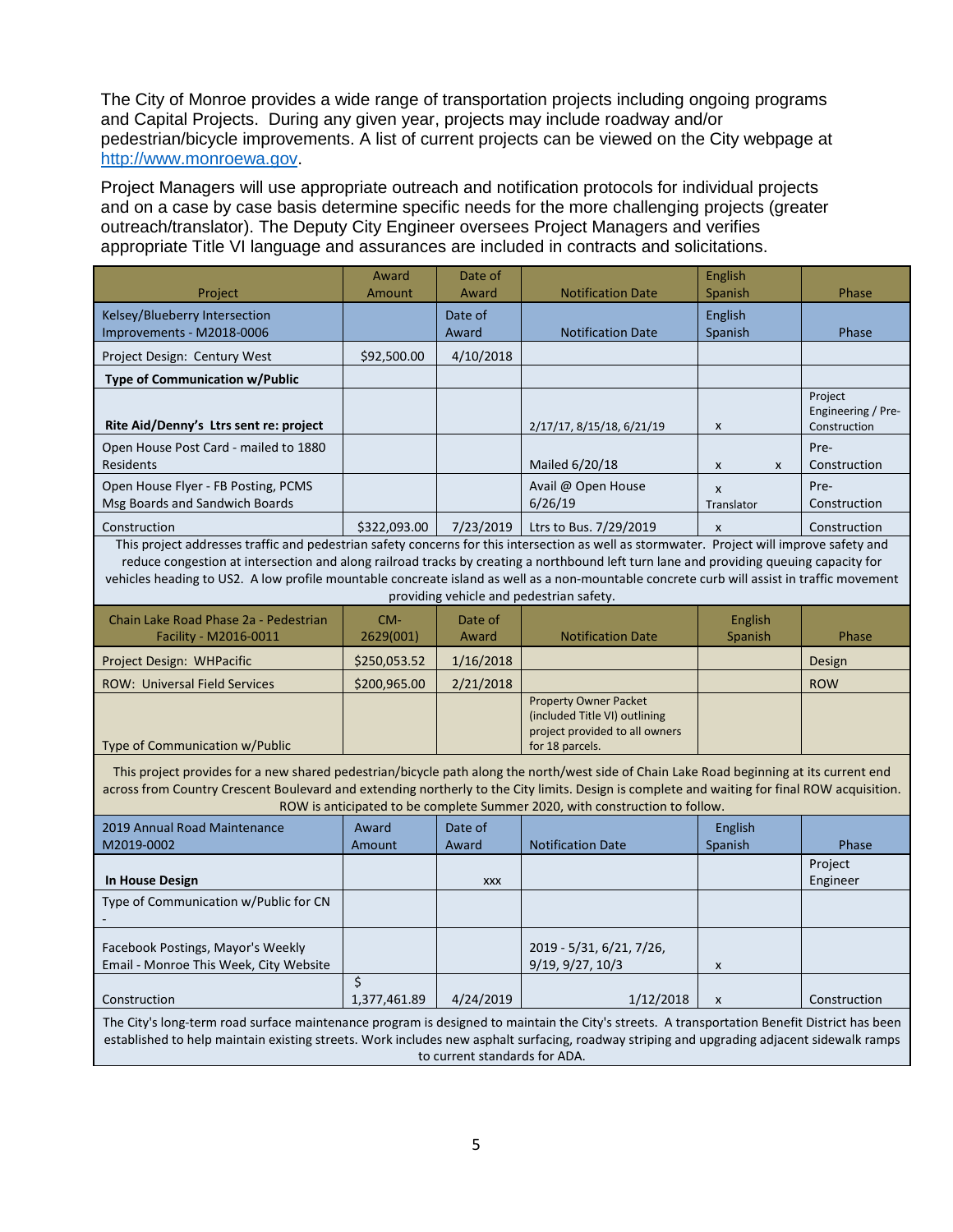The City of Monroe provides a wide range of transportation projects including ongoing programs and Capital Projects. During any given year, projects may include roadway and/or pedestrian/bicycle improvements. A list of current projects can be viewed on the City webpage at http://www.monroewa.gov.

Project Managers will use appropriate outreach and notification protocols for individual projects and on a case by case basis determine specific needs for the more challenging projects (greater outreach/translator). The Deputy City Engineer oversees Project Managers and verifies appropriate Title VI language and assurances are included in contracts and solicitations.

| Project | Award Amount | Date of Award | Notification Date | English Spanish | Phase |
|---|---|---|---|---|---|
| Kelsey/Blueberry Intersection Improvements - M2018-0006 | | Date of Award | Notification Date | English Spanish | Phase |
| Project Design: Century West | $92,500.00 | 4/10/2018 | | | |
| **Type of Communication w/Public** | | | | | |
| **Rite Aid/Denny's Ltrs sent re: project** | | | 2/17/17, 8/15/18, 6/21/19 | x | Project Engineering / Pre-Construction |
| Open House Post Card - mailed to 1880 Residents | | | Mailed 6/20/18 | x x | Pre-Construction |
| Open House Flyer - FB Posting, PCMS Msg Boards and Sandwich Boards | | | Avail @ Open House 6/26/19 | x Translator | Pre-Construction |
| Construction | $322,093.00 | 7/23/2019 | Ltrs to Bus. 7/29/2019 | x | Construction |
| This project addresses traffic and pedestrian safety concerns for this intersection as well as stormwater. Project will improve safety and reduce congestion at intersection and along railroad tracks by creating a northbound left turn lane and providing queuing capacity for vehicles heading to US2. A low profile mountable concreate island as well as a non-mountable concrete curb will assist in traffic movement providing vehicle and pedestrian safety. | | | | | |
| Chain Lake Road Phase 2a - Pedestrian Facility - M2016-0011 | CM-2629(001) | Date of Award | Notification Date | English Spanish | Phase |
| Project Design: WHPacific | $250,053.52 | 1/16/2018 | | | Design |
| ROW: Universal Field Services | $200,965.00 | 2/21/2018 | | | ROW |
| Type of Communication w/Public | | | Property Owner Packet (included Title VI) outlining project provided to all owners for 18 parcels. | | |
| This project provides for a new shared pedestrian/bicycle path along the north/west side of Chain Lake Road beginning at its current end across from Country Crescent Boulevard and extending northerly to the City limits. Design is complete and waiting for final ROW acquisition. ROW is anticipated to be complete Summer 2020, with construction to follow. | | | | | |
| 2019 Annual Road Maintenance M2019-0002 | Award Amount | Date of Award | Notification Date | English Spanish | Phase |
| **In House Design** | | xxx | | | Project Engineer |
| Type of Communication w/Public for CN - | | | | | |
| Facebook Postings, Mayor's Weekly Email - Monroe This Week, City Website | | | 2019 - 5/31, 6/21, 7/26, 9/19, 9/27, 10/3 | x | |
| Construction | $ 1,377,461.89 | 4/24/2019 | 1/12/2018 | x | Construction |
| The City's long-term road surface maintenance program is designed to maintain the City's streets. A transportation Benefit District has been established to help maintain existing streets. Work includes new asphalt surfacing, roadway striping and upgrading adjacent sidewalk ramps to current standards for ADA. | | | | | |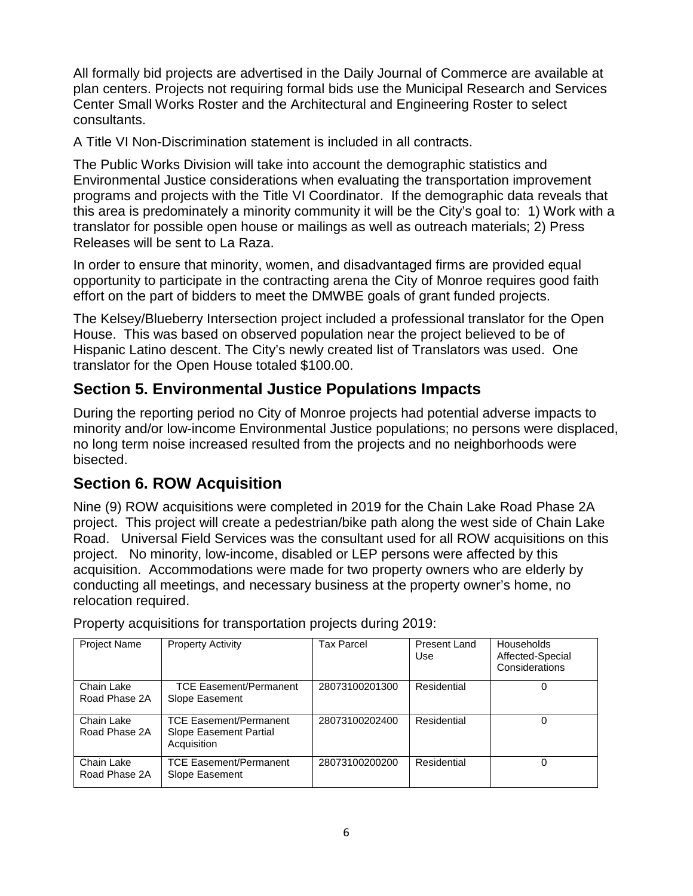All formally bid projects are advertised in the Daily Journal of Commerce are available at plan centers. Projects not requiring formal bids use the Municipal Research and Services Center Small Works Roster and the Architectural and Engineering Roster to select consultants.

A Title VI Non-Discrimination statement is included in all contracts.

The Public Works Division will take into account the demographic statistics and Environmental Justice considerations when evaluating the transportation improvement programs and projects with the Title VI Coordinator. If the demographic data reveals that this area is predominately a minority community it will be the City's goal to: 1) Work with a translator for possible open house or mailings as well as outreach materials; 2) Press Releases will be sent to La Raza.

In order to ensure that minority, women, and disadvantaged firms are provided equal opportunity to participate in the contracting arena the City of Monroe requires good faith effort on the part of bidders to meet the DMWBE goals of grant funded projects.

The Kelsey/Blueberry Intersection project included a professional translator for the Open House. This was based on observed population near the project believed to be of Hispanic Latino descent. The City's newly created list of Translators was used. One translator for the Open House totaled $100.00.

## Section 5. Environmental Justice Populations Impacts

During the reporting period no City of Monroe projects had potential adverse impacts to minority and/or low-income Environmental Justice populations; no persons were displaced, no long term noise increased resulted from the projects and no neighborhoods were bisected.

## Section 6. ROW Acquisition

Nine (9) ROW acquisitions were completed in 2019 for the Chain Lake Road Phase 2A project. This project will create a pedestrian/bike path along the west side of Chain Lake Road. Universal Field Services was the consultant used for all ROW acquisitions on this project. No minority, low-income, disabled or LEP persons were affected by this acquisition. Accommodations were made for two property owners who are elderly by conducting all meetings, and necessary business at the property owner's home, no relocation required.

Property acquisitions for transportation projects during 2019:

| Project Name | Property Activity | Tax Parcel | Present Land Use | Households Affected-Special Considerations |
|---|---|---|---|---|
| Chain Lake Road Phase 2A | TCE Easement/Permanent Slope Easement | 28073100201300 | Residential | 0 |
| Chain Lake Road Phase 2A | TCE Easement/Permanent Slope Easement Partial Acquisition | 28073100202400 | Residential | 0 |
| Chain Lake Road Phase 2A | TCE Easement/Permanent Slope Easement | 28073100200200 | Residential | 0 |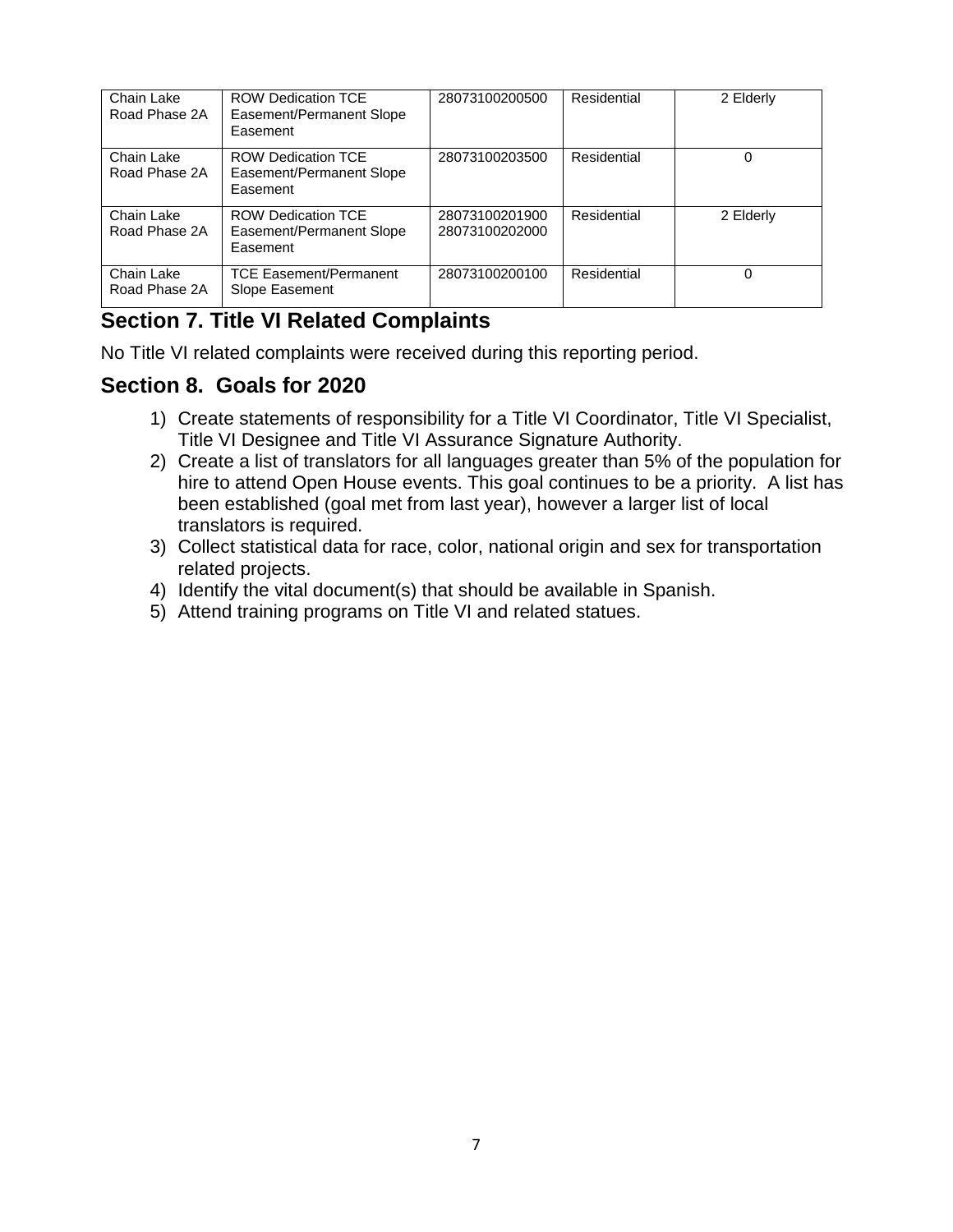| | | | | |
|---|---|---|---|---|
| Chain Lake Road Phase 2A | ROW Dedication TCE Easement/Permanent Slope Easement | 28073100200500 | Residential | 2 Elderly |
| Chain Lake Road Phase 2A | ROW Dedication TCE Easement/Permanent Slope Easement | 28073100203500 | Residential | 0 |
| Chain Lake Road Phase 2A | ROW Dedication TCE Easement/Permanent Slope Easement | 28073100201900 28073100202000 | Residential | 2 Elderly |
| Chain Lake Road Phase 2A | TCE Easement/Permanent Slope Easement | 28073100200100 | Residential | 0 |

## Section 7. Title VI Related Complaints

No Title VI related complaints were received during this reporting period.

## Section 8. Goals for 2020

1) Create statements of responsibility for a Title VI Coordinator, Title VI Specialist, Title VI Designee and Title VI Assurance Signature Authority.
2) Create a list of translators for all languages greater than 5% of the population for hire to attend Open House events. This goal continues to be a priority. A list has been established (goal met from last year), however a larger list of local translators is required.
3) Collect statistical data for race, color, national origin and sex for transportation related projects.
4) Identify the vital document(s) that should be available in Spanish.
5) Attend training programs on Title VI and related statues.